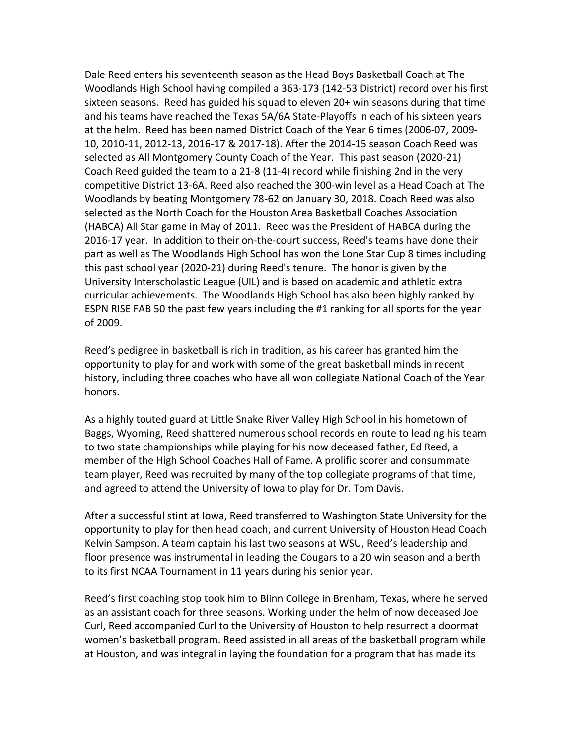Dale Reed enters his seventeenth season as the Head Boys Basketball Coach at The Woodlands High School having compiled a 363-173 (142-53 District) record over his first sixteen seasons. Reed has guided his squad to eleven 20+ win seasons during that time and his teams have reached the Texas 5A/6A State-Playoffs in each of his sixteen years at the helm. Reed has been named District Coach of the Year 6 times (2006-07, 2009-10, 2010-11, 2012-13, 2016-17 & 2017-18). After the 2014-15 season Coach Reed was selected as All Montgomery County Coach of the Year. This past season (2020-21) Coach Reed guided the team to a 21-8 (11-4) record while finishing 2nd in the very competitive District 13-6A. Reed also reached the 300-win level as a Head Coach at The Woodlands by beating Montgomery 78-62 on January 30, 2018. Coach Reed was also selected as the North Coach for the Houston Area Basketball Coaches Association (HABCA) All Star game in May of 2011. Reed was the President of HABCA during the 2016-17 year. In addition to their on-the-court success, Reed's teams have done their part as well as The Woodlands High School has won the Lone Star Cup 8 times including this past school year (2020-21) during Reed's tenure. The honor is given by the University Interscholastic League (UIL) and is based on academic and athletic extra curricular achievements. The Woodlands High School has also been highly ranked by ESPN RISE FAB 50 the past few years including the #1 ranking for all sports for the year of 2009.

Reed's pedigree in basketball is rich in tradition, as his career has granted him the opportunity to play for and work with some of the great basketball minds in recent history, including three coaches who have all won collegiate National Coach of the Year honors.

As a highly touted guard at Little Snake River Valley High School in his hometown of Baggs, Wyoming, Reed shattered numerous school records en route to leading his team to two state championships while playing for his now deceased father, Ed Reed, a member of the High School Coaches Hall of Fame. A prolific scorer and consummate team player, Reed was recruited by many of the top collegiate programs of that time, and agreed to attend the University of Iowa to play for Dr. Tom Davis.

After a successful stint at Iowa, Reed transferred to Washington State University for the opportunity to play for then head coach, and current University of Houston Head Coach Kelvin Sampson. A team captain his last two seasons at WSU, Reed's leadership and floor presence was instrumental in leading the Cougars to a 20 win season and a berth to its first NCAA Tournament in 11 years during his senior year.

Reed's first coaching stop took him to Blinn College in Brenham, Texas, where he served as an assistant coach for three seasons. Working under the helm of now deceased Joe Curl, Reed accompanied Curl to the University of Houston to help resurrect a doormat women's basketball program. Reed assisted in all areas of the basketball program while at Houston, and was integral in laying the foundation for a program that has made its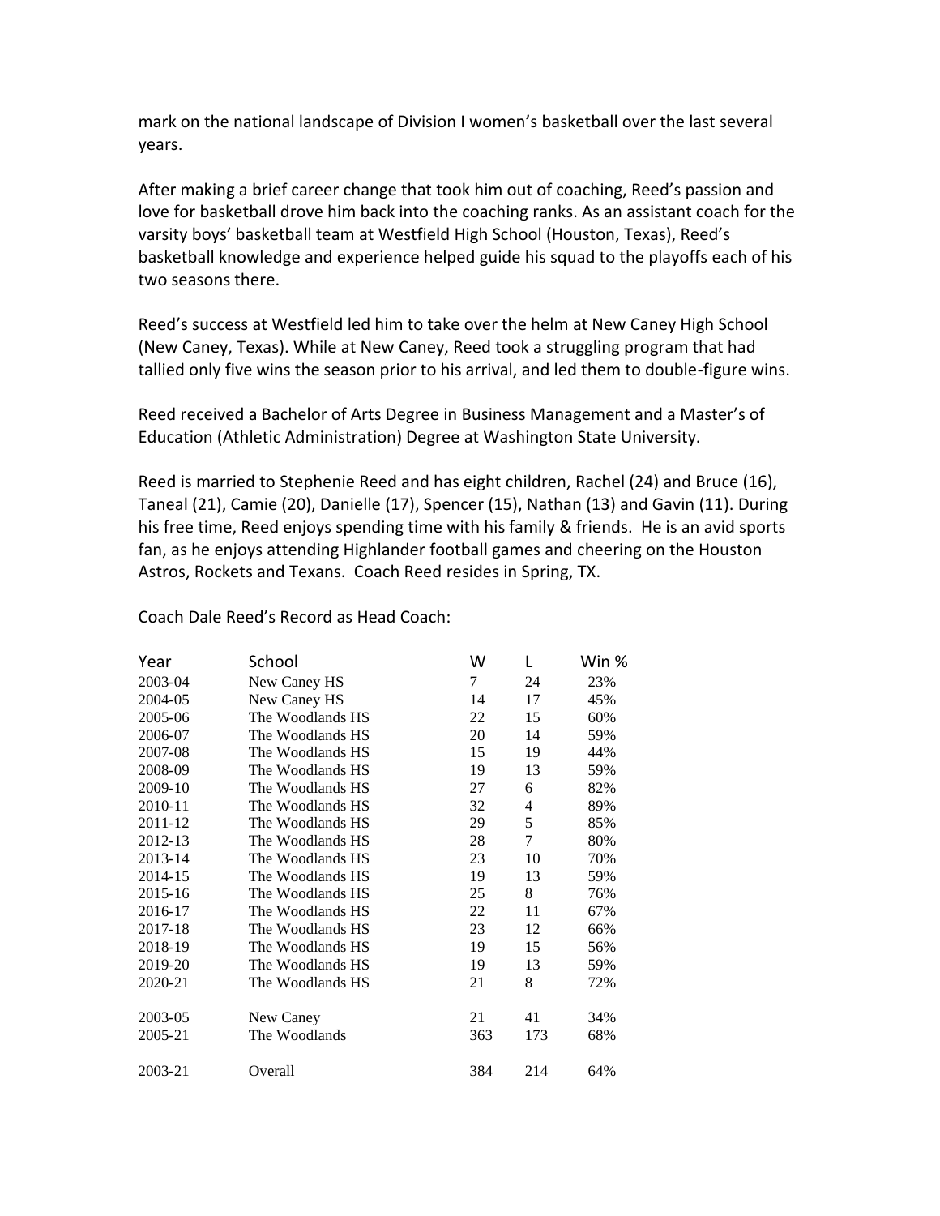mark on the national landscape of Division I women's basketball over the last several years.

After making a brief career change that took him out of coaching, Reed's passion and love for basketball drove him back into the coaching ranks. As an assistant coach for the varsity boys' basketball team at Westfield High School (Houston, Texas), Reed's basketball knowledge and experience helped guide his squad to the playoffs each of his two seasons there.

Reed's success at Westfield led him to take over the helm at New Caney High School (New Caney, Texas). While at New Caney, Reed took a struggling program that had tallied only five wins the season prior to his arrival, and led them to double-figure wins.

Reed received a Bachelor of Arts Degree in Business Management and a Master's of Education (Athletic Administration) Degree at Washington State University.

Reed is married to Stephenie Reed and has eight children, Rachel (24) and Bruce (16), Taneal (21), Camie (20), Danielle (17), Spencer (15), Nathan (13) and Gavin (11). During his free time, Reed enjoys spending time with his family & friends. He is an avid sports fan, as he enjoys attending Highlander football games and cheering on the Houston Astros, Rockets and Texans. Coach Reed resides in Spring, TX.

Coach Dale Reed's Record as Head Coach:

| Year | School | W | L | Win % |
|---|---|---|---|---|
| 2003-04 | New Caney HS | 7 | 24 | 23% |
| 2004-05 | New Caney HS | 14 | 17 | 45% |
| 2005-06 | The Woodlands HS | 22 | 15 | 60% |
| 2006-07 | The Woodlands HS | 20 | 14 | 59% |
| 2007-08 | The Woodlands HS | 15 | 19 | 44% |
| 2008-09 | The Woodlands HS | 19 | 13 | 59% |
| 2009-10 | The Woodlands HS | 27 | 6 | 82% |
| 2010-11 | The Woodlands HS | 32 | 4 | 89% |
| 2011-12 | The Woodlands HS | 29 | 5 | 85% |
| 2012-13 | The Woodlands HS | 28 | 7 | 80% |
| 2013-14 | The Woodlands HS | 23 | 10 | 70% |
| 2014-15 | The Woodlands HS | 19 | 13 | 59% |
| 2015-16 | The Woodlands HS | 25 | 8 | 76% |
| 2016-17 | The Woodlands HS | 22 | 11 | 67% |
| 2017-18 | The Woodlands HS | 23 | 12 | 66% |
| 2018-19 | The Woodlands HS | 19 | 15 | 56% |
| 2019-20 | The Woodlands HS | 19 | 13 | 59% |
| 2020-21 | The Woodlands HS | 21 | 8 | 72% |
| | | | | |
| 2003-05 | New Caney | 21 | 41 | 34% |
| 2005-21 | The Woodlands | 363 | 173 | 68% |
| | | | | |
| 2003-21 | Overall | 384 | 214 | 64% |